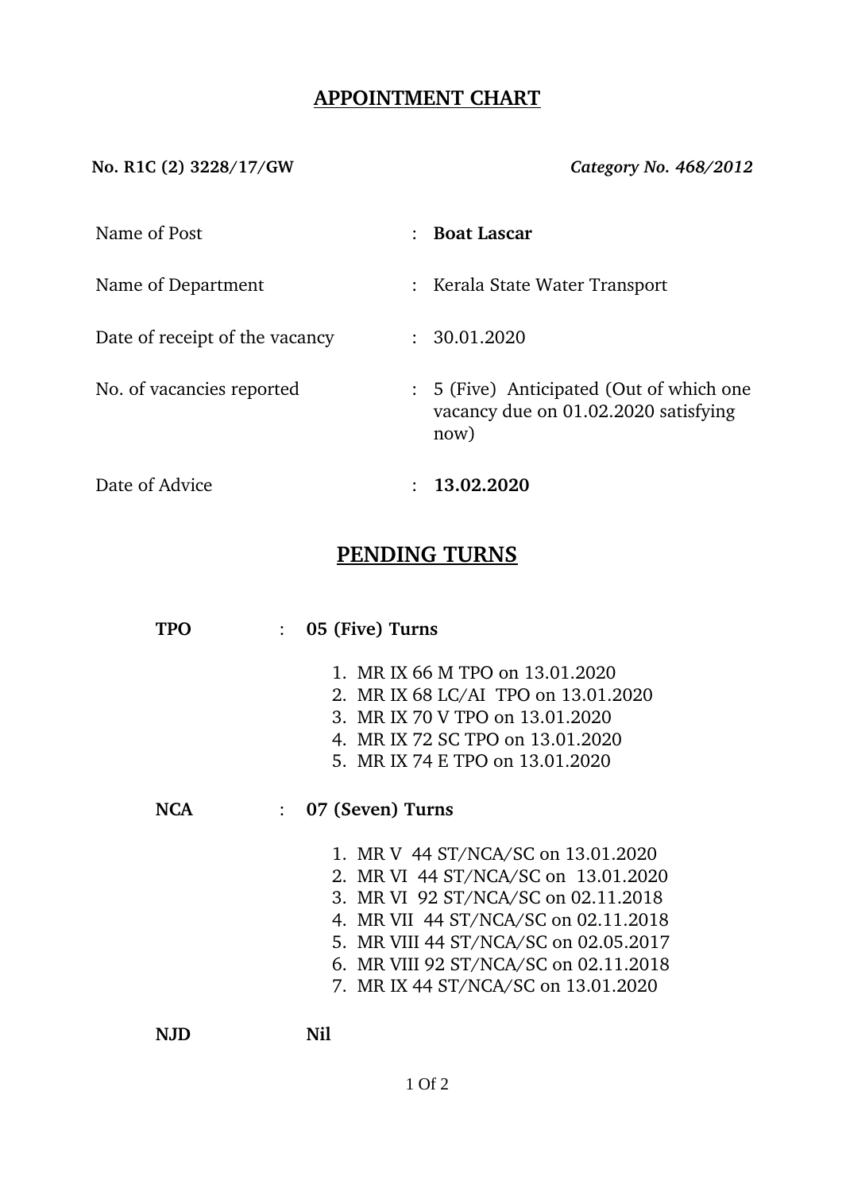# APPOINTMENT CHART

**No. R1C (2) 3228/17/GW** *Category No. 468/2012*

| | | |
|---|---|---|
| Name of Post | : | **Boat Lascar** |
| Name of Department | : | Kerala State Water Transport |
| Date of receipt of the vacancy | : | 30.01.2020 |
| No. of vacancies reported | : | 5 (Five) Anticipated (Out of which one vacancy due on 01.02.2020 satisfying now) |
| Date of Advice | : | **13.02.2020** |

## PENDING TURNS

**TPO** : **05 (Five) Turns**

1. MR IX 66 M TPO on 13.01.2020
2. MR IX 68 LC/AI TPO on 13.01.2020
3. MR IX 70 V TPO on 13.01.2020
4. MR IX 72 SC TPO on 13.01.2020
5. MR IX 74 E TPO on 13.01.2020

**NCA** : **07 (Seven) Turns**

1. MR V 44 ST/NCA/SC on 13.01.2020
2. MR VI 44 ST/NCA/SC on 13.01.2020
3. MR VI 92 ST/NCA/SC on 02.11.2018
4. MR VII 44 ST/NCA/SC on 02.11.2018
5. MR VIII 44 ST/NCA/SC on 02.05.2017
6. MR VIII 92 ST/NCA/SC on 02.11.2018
7. MR IX 44 ST/NCA/SC on 13.01.2020

**NJD** **Nil**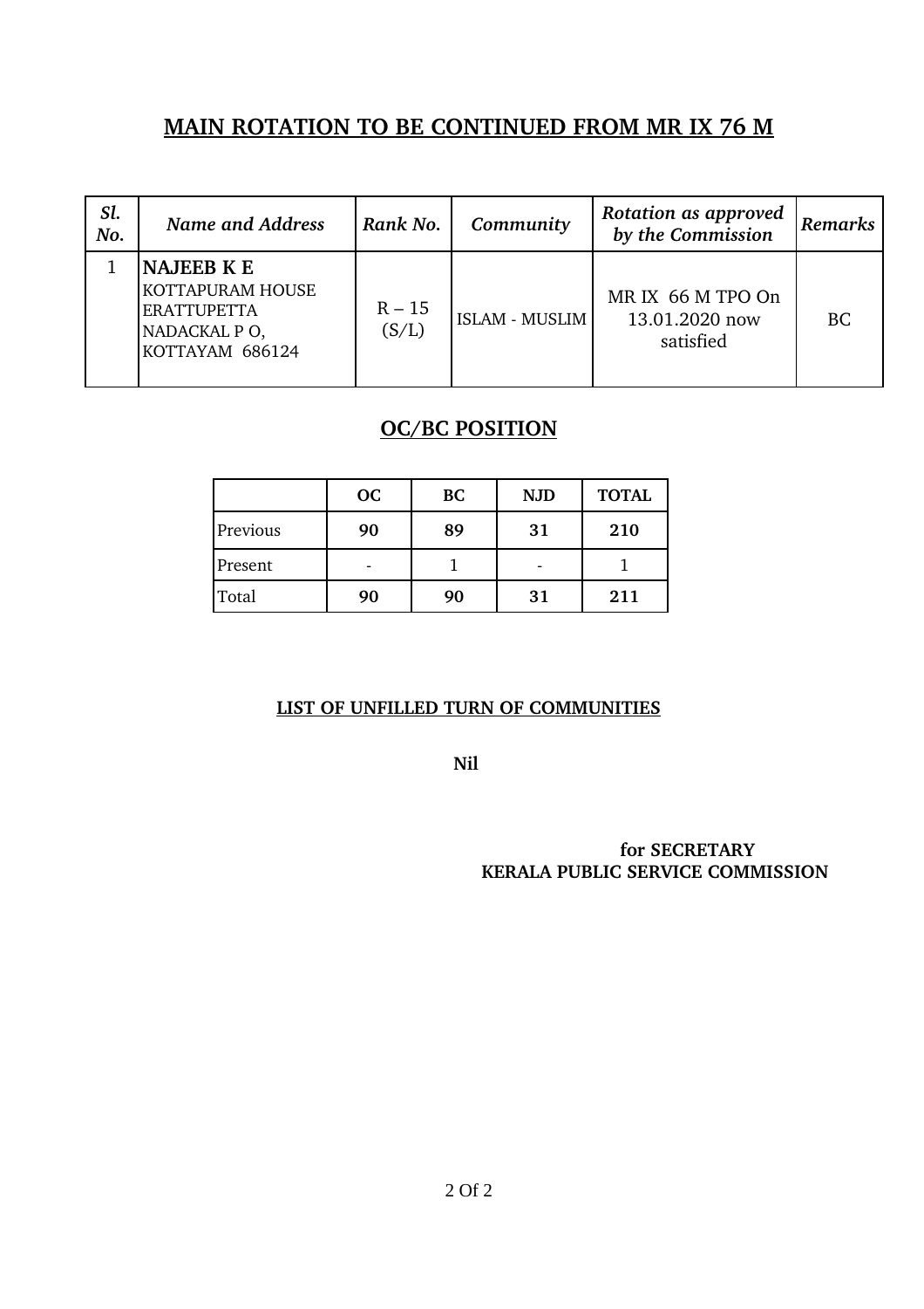## MAIN ROTATION TO BE CONTINUED FROM MR IX 76 M

| *Sl. No.* | *Name and Address* | *Rank No.* | *Community* | *Rotation as approved by the Commission* | *Remarks* |
|---|---|---|---|---|---|
| 1 | **NAJEEB K E**<br>KOTTAPURAM HOUSE<br>ERATTUPETTA<br>NADACKAL P O,<br>KOTTAYAM 686124 | R – 15 (S/L) | ISLAM - MUSLIM | MR IX 66 M TPO On 13.01.2020 now satisfied | BC |

## OC/BC POSITION

| | OC | BC | NJD | TOTAL |
|---|---|---|---|---|
| Previous | **90** | **89** | **31** | **210** |
| Present | - | 1 | - | 1 |
| Total | **90** | **90** | **31** | **211** |

**LIST OF UNFILLED TURN OF COMMUNITIES**

**Nil**

**for SECRETARY**
**KERALA PUBLIC SERVICE COMMISSION**